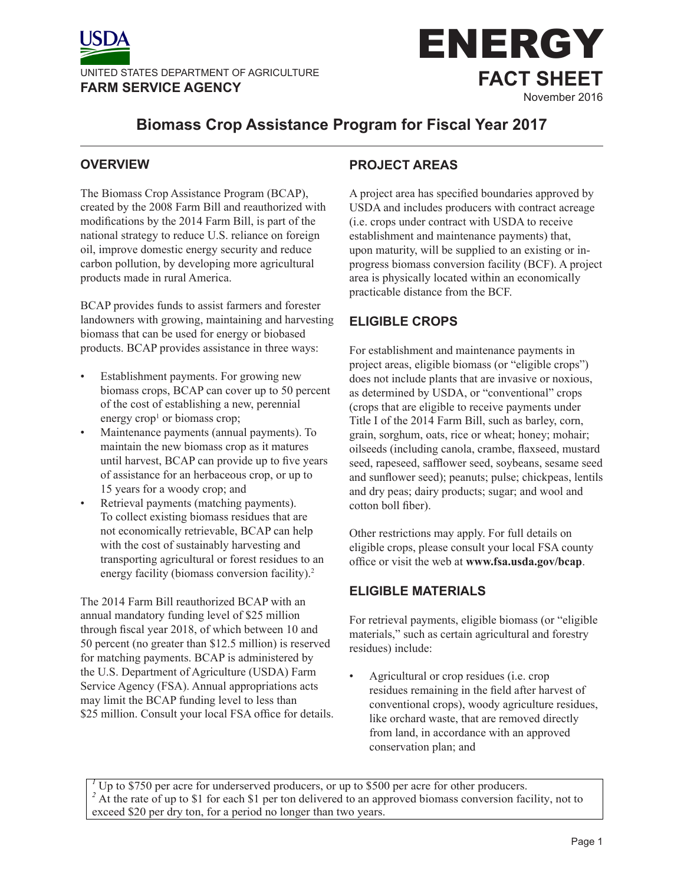UNITED STATES DEPARTMENT OF AGRICULTURE
**FARM SERVICE AGENCY**

# ENERGY FACT SHEET

November 2016

## Biomass Crop Assistance Program for Fiscal Year 2017

### OVERVIEW

The Biomass Crop Assistance Program (BCAP), created by the 2008 Farm Bill and reauthorized with modifications by the 2014 Farm Bill, is part of the national strategy to reduce U.S. reliance on foreign oil, improve domestic energy security and reduce carbon pollution, by developing more agricultural products made in rural America.

BCAP provides funds to assist farmers and forester landowners with growing, maintaining and harvesting biomass that can be used for energy or biobased products. BCAP provides assistance in three ways:

- Establishment payments. For growing new biomass crops, BCAP can cover up to 50 percent of the cost of establishing a new, perennial energy crop[1] or biomass crop;
- Maintenance payments (annual payments). To maintain the new biomass crop as it matures until harvest, BCAP can provide up to five years of assistance for an herbaceous crop, or up to 15 years for a woody crop; and
- Retrieval payments (matching payments). To collect existing biomass residues that are not economically retrievable, BCAP can help with the cost of sustainably harvesting and transporting agricultural or forest residues to an energy facility (biomass conversion facility).[2]

The 2014 Farm Bill reauthorized BCAP with an annual mandatory funding level of $25 million through fiscal year 2018, of which between 10 and 50 percent (no greater than $12.5 million) is reserved for matching payments. BCAP is administered by the U.S. Department of Agriculture (USDA) Farm Service Agency (FSA). Annual appropriations acts may limit the BCAP funding level to less than $25 million. Consult your local FSA office for details.

### PROJECT AREAS

A project area has specified boundaries approved by USDA and includes producers with contract acreage (i.e. crops under contract with USDA to receive establishment and maintenance payments) that, upon maturity, will be supplied to an existing or in-progress biomass conversion facility (BCF). A project area is physically located within an economically practicable distance from the BCF.

### ELIGIBLE CROPS

For establishment and maintenance payments in project areas, eligible biomass (or "eligible crops") does not include plants that are invasive or noxious, as determined by USDA, or "conventional" crops (crops that are eligible to receive payments under Title I of the 2014 Farm Bill, such as barley, corn, grain, sorghum, oats, rice or wheat; honey; mohair; oilseeds (including canola, crambe, flaxseed, mustard seed, rapeseed, safflower seed, soybeans, sesame seed and sunflower seed); peanuts; pulse; chickpeas, lentils and dry peas; dairy products; sugar; and wool and cotton boll fiber).

Other restrictions may apply. For full details on eligible crops, please consult your local FSA county office or visit the web at **www.fsa.usda.gov/bcap**.

### ELIGIBLE MATERIALS

For retrieval payments, eligible biomass (or "eligible materials," such as certain agricultural and forestry residues) include:

- Agricultural or crop residues (i.e. crop residues remaining in the field after harvest of conventional crops), woody agriculture residues, like orchard waste, that are removed directly from land, in accordance with an approved conservation plan; and

---

[1] Up to $750 per acre for underserved producers, or up to $500 per acre for other producers.
[2] At the rate of up to $1 for each $1 per ton delivered to an approved biomass conversion facility, not to exceed $20 per dry ton, for a period no longer than two years.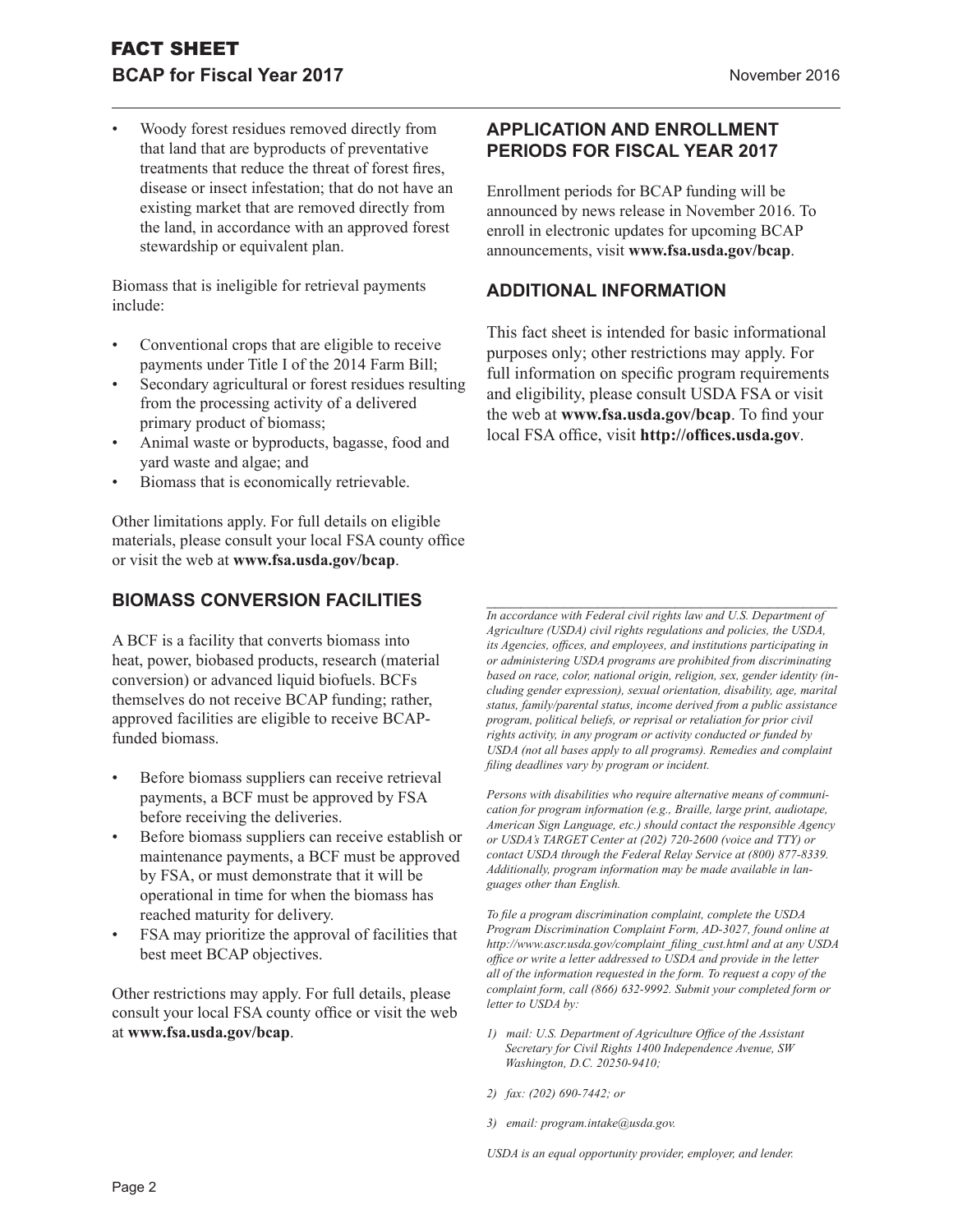- Woody forest residues removed directly from that land that are byproducts of preventative treatments that reduce the threat of forest fires, disease or insect infestation; that do not have an existing market that are removed directly from the land, in accordance with an approved forest stewardship or equivalent plan.

Biomass that is ineligible for retrieval payments include:

- Conventional crops that are eligible to receive payments under Title I of the 2014 Farm Bill;
- Secondary agricultural or forest residues resulting from the processing activity of a delivered primary product of biomass;
- Animal waste or byproducts, bagasse, food and yard waste and algae; and
- Biomass that is economically retrievable.

Other limitations apply. For full details on eligible materials, please consult your local FSA county office or visit the web at **www.fsa.usda.gov/bcap**.

## BIOMASS CONVERSION FACILITIES

A BCF is a facility that converts biomass into heat, power, biobased products, research (material conversion) or advanced liquid biofuels. BCFs themselves do not receive BCAP funding; rather, approved facilities are eligible to receive BCAP-funded biomass.

- Before biomass suppliers can receive retrieval payments, a BCF must be approved by FSA before receiving the deliveries.
- Before biomass suppliers can receive establish or maintenance payments, a BCF must be approved by FSA, or must demonstrate that it will be operational in time for when the biomass has reached maturity for delivery.
- FSA may prioritize the approval of facilities that best meet BCAP objectives.

Other restrictions may apply. For full details, please consult your local FSA county office or visit the web at **www.fsa.usda.gov/bcap**.

## APPLICATION AND ENROLLMENT PERIODS FOR FISCAL YEAR 2017

Enrollment periods for BCAP funding will be announced by news release in November 2016. To enroll in electronic updates for upcoming BCAP announcements, visit **www.fsa.usda.gov/bcap**.

## ADDITIONAL INFORMATION

This fact sheet is intended for basic informational purposes only; other restrictions may apply. For full information on specific program requirements and eligibility, please consult USDA FSA or visit the web at **www.fsa.usda.gov/bcap**. To find your local FSA office, visit **http://offices.usda.gov**.

---

*In accordance with Federal civil rights law and U.S. Department of Agriculture (USDA) civil rights regulations and policies, the USDA, its Agencies, offices, and employees, and institutions participating in or administering USDA programs are prohibited from discriminating based on race, color, national origin, religion, sex, gender identity (including gender expression), sexual orientation, disability, age, marital status, family/parental status, income derived from a public assistance program, political beliefs, or reprisal or retaliation for prior civil rights activity, in any program or activity conducted or funded by USDA (not all bases apply to all programs). Remedies and complaint filing deadlines vary by program or incident.*

*Persons with disabilities who require alternative means of communication for program information (e.g., Braille, large print, audiotape, American Sign Language, etc.) should contact the responsible Agency or USDA's TARGET Center at (202) 720-2600 (voice and TTY) or contact USDA through the Federal Relay Service at (800) 877-8339. Additionally, program information may be made available in languages other than English.*

*To file a program discrimination complaint, complete the USDA Program Discrimination Complaint Form, AD-3027, found online at http://www.ascr.usda.gov/complaint_filing_cust.html and at any USDA office or write a letter addressed to USDA and provide in the letter all of the information requested in the form. To request a copy of the complaint form, call (866) 632-9992. Submit your completed form or letter to USDA by:*

1) *mail: U.S. Department of Agriculture Office of the Assistant Secretary for Civil Rights 1400 Independence Avenue, SW Washington, D.C. 20250-9410;*

2) *fax: (202) 690-7442; or*

3) *email: program.intake@usda.gov.*

*USDA is an equal opportunity provider, employer, and lender.*